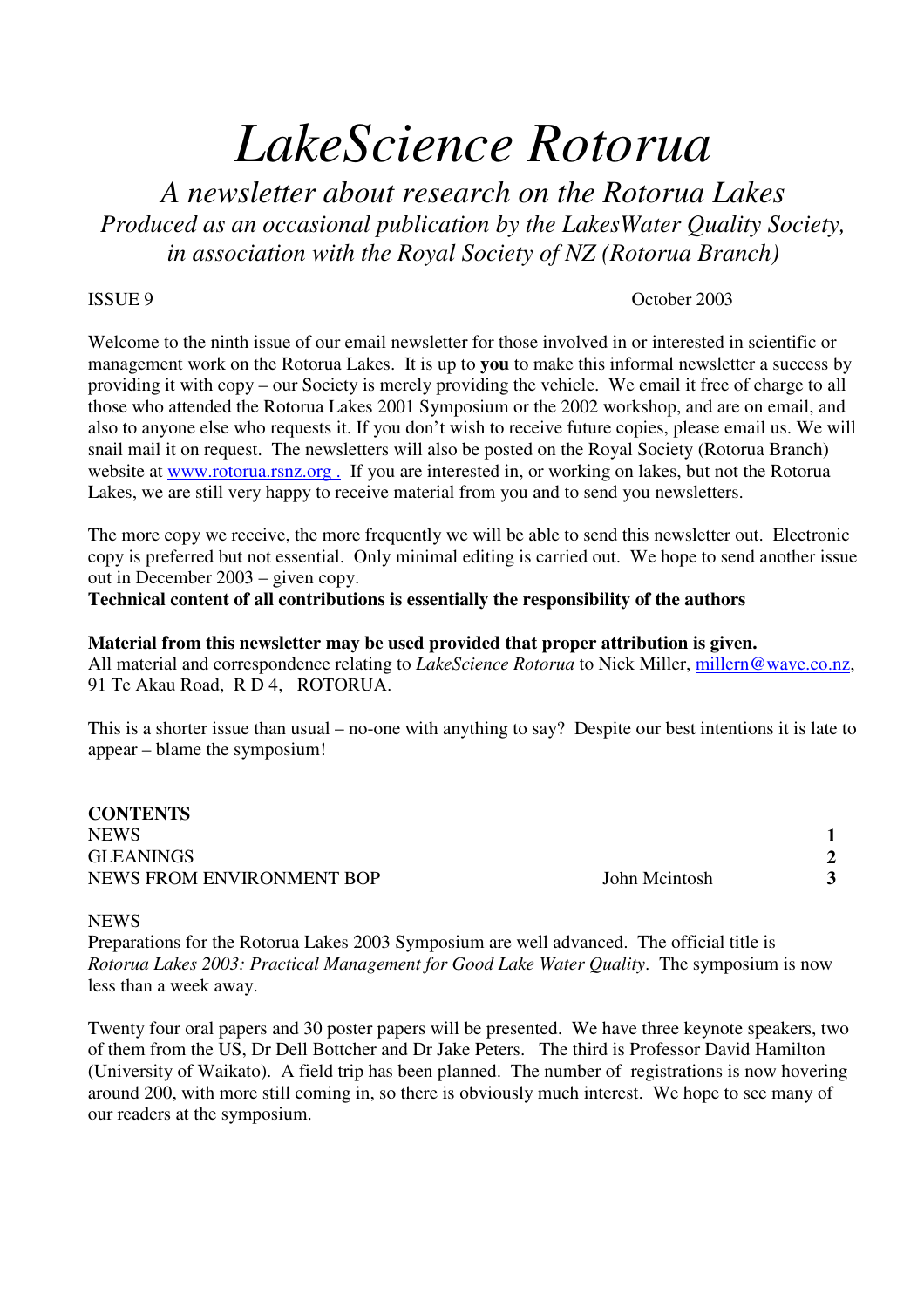# *LakeScience Rotorua*

*A newsletter about research on the Rotorua Lakes*
*Produced as an occasional publication by the LakesWater Quality Society, in association with the Royal Society of NZ (Rotorua Branch)*

ISSUE 9 October 2003

Welcome to the ninth issue of our email newsletter for those involved in or interested in scientific or management work on the Rotorua Lakes. It is up to **you** to make this informal newsletter a success by providing it with copy – our Society is merely providing the vehicle. We email it free of charge to all those who attended the Rotorua Lakes 2001 Symposium or the 2002 workshop, and are on email, and also to anyone else who requests it. If you don't wish to receive future copies, please email us. We will snail mail it on request. The newsletters will also be posted on the Royal Society (Rotorua Branch) website at [www.rotorua.rsnz.org](http://www.rotorua.rsnz.org) . If you are interested in, or working on lakes, but not the Rotorua Lakes, we are still very happy to receive material from you and to send you newsletters.

The more copy we receive, the more frequently we will be able to send this newsletter out. Electronic copy is preferred but not essential. Only minimal editing is carried out. We hope to send another issue out in December 2003 – given copy.

**Technical content of all contributions is essentially the responsibility of the authors**

**Material from this newsletter may be used provided that proper attribution is given.**
All material and correspondence relating to *LakeScience Rotorua* to Nick Miller, [millern@wave.co.nz](mailto:millern@wave.co.nz), 91 Te Akau Road, R D 4, ROTORUA.

This is a shorter issue than usual – no-one with anything to say? Despite our best intentions it is late to appear – blame the symposium!

**CONTENTS**

| | | |
|---|---|---|
| NEWS | | **1** |
| GLEANINGS | | **2** |
| NEWS FROM ENVIRONMENT BOP | John Mcintosh | **3** |

## NEWS

Preparations for the Rotorua Lakes 2003 Symposium are well advanced. The official title is *Rotorua Lakes 2003: Practical Management for Good Lake Water Quality*. The symposium is now less than a week away.

Twenty four oral papers and 30 poster papers will be presented. We have three keynote speakers, two of them from the US, Dr Dell Bottcher and Dr Jake Peters. The third is Professor David Hamilton (University of Waikato). A field trip has been planned. The number of registrations is now hovering around 200, with more still coming in, so there is obviously much interest. We hope to see many of our readers at the symposium.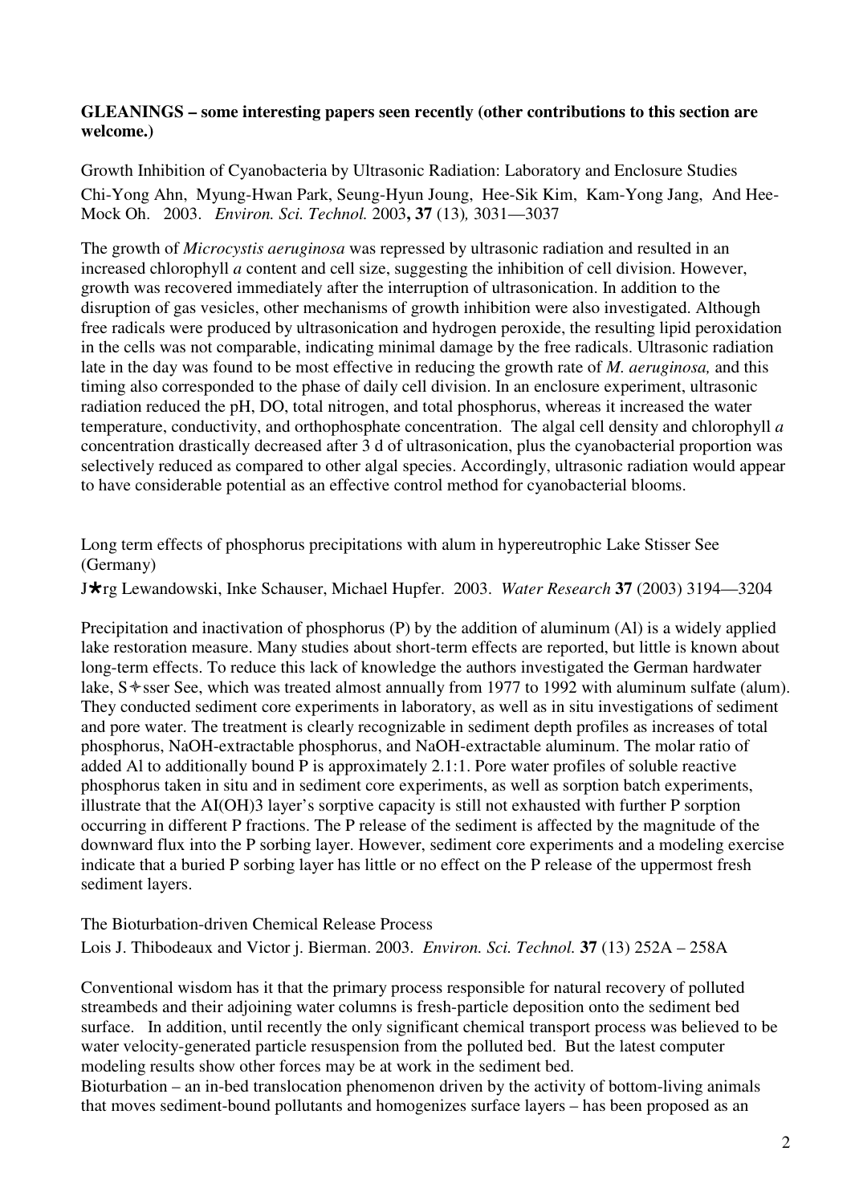**GLEANINGS – some interesting papers seen recently (other contributions to this section are welcome.)**

Growth Inhibition of Cyanobacteria by Ultrasonic Radiation: Laboratory and Enclosure Studies
Chi-Yong Ahn, Myung-Hwan Park, Seung-Hyun Joung, Hee-Sik Kim, Kam-Yong Jang, And Hee-Mock Oh. 2003. *Environ. Sci. Technol.* 2003**, 37** (13)*,* 3031—3037

The growth of *Microcystis aeruginosa* was repressed by ultrasonic radiation and resulted in an increased chlorophyll *a* content and cell size, suggesting the inhibition of cell division. However, growth was recovered immediately after the interruption of ultrasonication. In addition to the disruption of gas vesicles, other mechanisms of growth inhibition were also investigated. Although free radicals were produced by ultrasonication and hydrogen peroxide, the resulting lipid peroxidation in the cells was not comparable, indicating minimal damage by the free radicals. Ultrasonic radiation late in the day was found to be most effective in reducing the growth rate of *M. aeruginosa,* and this timing also corresponded to the phase of daily cell division. In an enclosure experiment, ultrasonic radiation reduced the pH, DO, total nitrogen, and total phosphorus, whereas it increased the water temperature, conductivity, and orthophosphate concentration. The algal cell density and chlorophyll *a* concentration drastically decreased after 3 d of ultrasonication, plus the cyanobacterial proportion was selectively reduced as compared to other algal species. Accordingly, ultrasonic radiation would appear to have considerable potential as an effective control method for cyanobacterial blooms.

Long term effects of phosphorus precipitations with alum in hypereutrophic Lake Stisser See (Germany)

J★rg Lewandowski, Inke Schauser, Michael Hupfer. 2003. *Water Research* **37** (2003) 3194—3204

Precipitation and inactivation of phosphorus (P) by the addition of aluminum (Al) is a widely applied lake restoration measure. Many studies about short-term effects are reported, but little is known about long-term effects. To reduce this lack of knowledge the authors investigated the German hardwater lake, S✣sser See, which was treated almost annually from 1977 to 1992 with aluminum sulfate (alum). They conducted sediment core experiments in laboratory, as well as in situ investigations of sediment and pore water. The treatment is clearly recognizable in sediment depth profiles as increases of total phosphorus, NaOH-extractable phosphorus, and NaOH-extractable aluminum. The molar ratio of added Al to additionally bound P is approximately 2.1:1. Pore water profiles of soluble reactive phosphorus taken in situ and in sediment core experiments, as well as sorption batch experiments, illustrate that the AI(OH)3 layer's sorptive capacity is still not exhausted with further P sorption occurring in different P fractions. The P release of the sediment is affected by the magnitude of the downward flux into the P sorbing layer. However, sediment core experiments and a modeling exercise indicate that a buried P sorbing layer has little or no effect on the P release of the uppermost fresh sediment layers.

The Bioturbation-driven Chemical Release Process
Lois J. Thibodeaux and Victor j. Bierman. 2003. *Environ. Sci. Technol.* **37** (13) 252A – 258A

Conventional wisdom has it that the primary process responsible for natural recovery of polluted streambeds and their adjoining water columns is fresh-particle deposition onto the sediment bed surface. In addition, until recently the only significant chemical transport process was believed to be water velocity-generated particle resuspension from the polluted bed. But the latest computer modeling results show other forces may be at work in the sediment bed.
Bioturbation – an in-bed translocation phenomenon driven by the activity of bottom-living animals that moves sediment-bound pollutants and homogenizes surface layers – has been proposed as an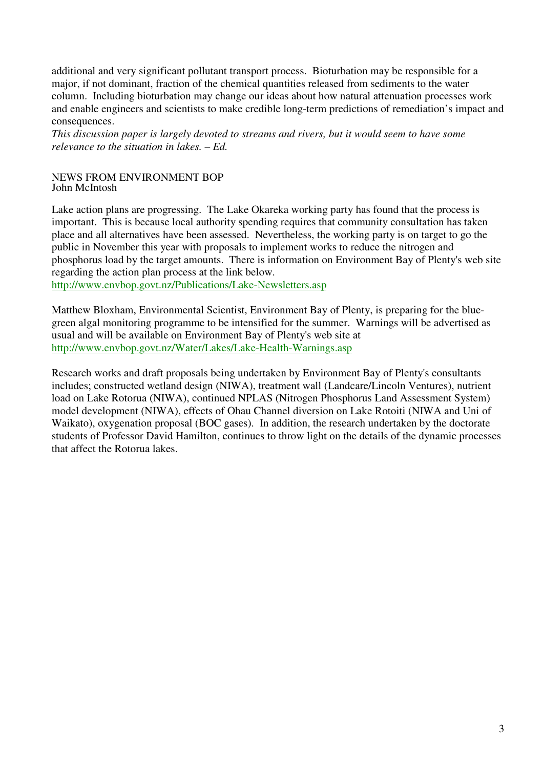additional and very significant pollutant transport process. Bioturbation may be responsible for a major, if not dominant, fraction of the chemical quantities released from sediments to the water column. Including bioturbation may change our ideas about how natural attenuation processes work and enable engineers and scientists to make credible long-term predictions of remediation's impact and consequences.

*This discussion paper is largely devoted to streams and rivers, but it would seem to have some relevance to the situation in lakes. – Ed.*

## NEWS FROM ENVIRONMENT BOP

John McIntosh

Lake action plans are progressing. The Lake Okareka working party has found that the process is important. This is because local authority spending requires that community consultation has taken place and all alternatives have been assessed. Nevertheless, the working party is on target to go the public in November this year with proposals to implement works to reduce the nitrogen and phosphorus load by the target amounts. There is information on Environment Bay of Plenty's web site regarding the action plan process at the link below.
http://www.envbop.govt.nz/Publications/Lake-Newsletters.asp

Matthew Bloxham, Environmental Scientist, Environment Bay of Plenty, is preparing for the blue-green algal monitoring programme to be intensified for the summer. Warnings will be advertised as usual and will be available on Environment Bay of Plenty's web site at http://www.envbop.govt.nz/Water/Lakes/Lake-Health-Warnings.asp

Research works and draft proposals being undertaken by Environment Bay of Plenty's consultants includes; constructed wetland design (NIWA), treatment wall (Landcare/Lincoln Ventures), nutrient load on Lake Rotorua (NIWA), continued NPLAS (Nitrogen Phosphorus Land Assessment System) model development (NIWA), effects of Ohau Channel diversion on Lake Rotoiti (NIWA and Uni of Waikato), oxygenation proposal (BOC gases). In addition, the research undertaken by the doctorate students of Professor David Hamilton, continues to throw light on the details of the dynamic processes that affect the Rotorua lakes.